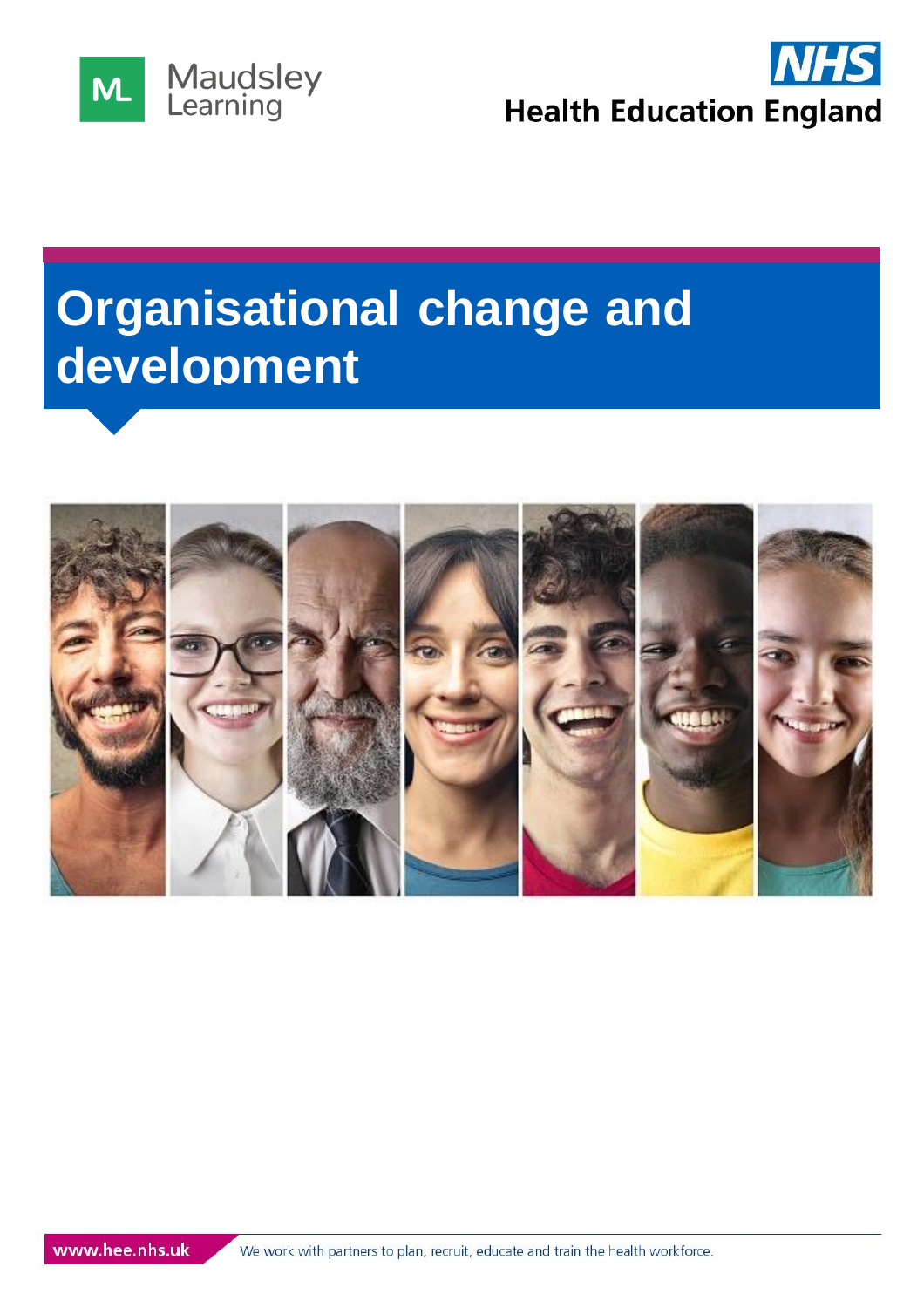Maudsley Learning

NHS Health Education England

# Organisational change and development

www.hee.nhs.uk We work with partners to plan, recruit, educate and train the health workforce.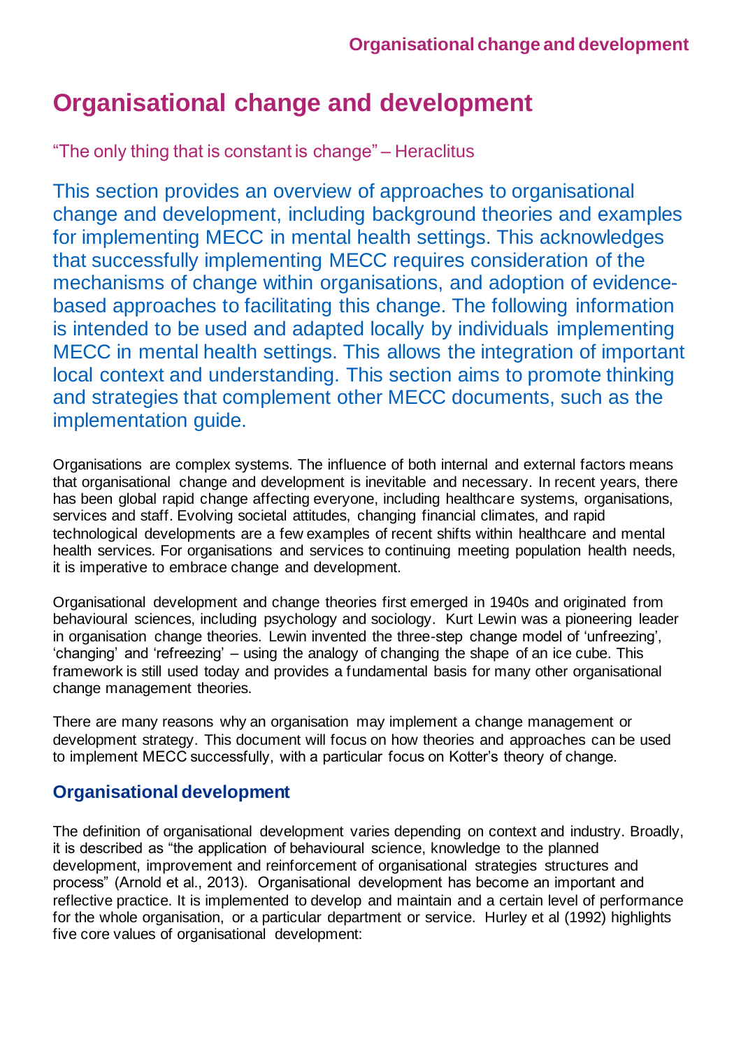# Organisational change and development

"The only thing that is constant is change" – Heraclitus

This section provides an overview of approaches to organisational change and development, including background theories and examples for implementing MECC in mental health settings. This acknowledges that successfully implementing MECC requires consideration of the mechanisms of change within organisations, and adoption of evidence-based approaches to facilitating this change. The following information is intended to be used and adapted locally by individuals implementing MECC in mental health settings. This allows the integration of important local context and understanding. This section aims to promote thinking and strategies that complement other MECC documents, such as the implementation guide.

Organisations are complex systems. The influence of both internal and external factors means that organisational change and development is inevitable and necessary. In recent years, there has been global rapid change affecting everyone, including healthcare systems, organisations, services and staff. Evolving societal attitudes, changing financial climates, and rapid technological developments are a few examples of recent shifts within healthcare and mental health services. For organisations and services to continuing meeting population health needs, it is imperative to embrace change and development.

Organisational development and change theories first emerged in 1940s and originated from behavioural sciences, including psychology and sociology. Kurt Lewin was a pioneering leader in organisation change theories. Lewin invented the three-step change model of 'unfreezing', 'changing' and 'refreezing' – using the analogy of changing the shape of an ice cube. This framework is still used today and provides a fundamental basis for many other organisational change management theories.

There are many reasons why an organisation may implement a change management or development strategy. This document will focus on how theories and approaches can be used to implement MECC successfully, with a particular focus on Kotter's theory of change.

## Organisational development

The definition of organisational development varies depending on context and industry. Broadly, it is described as "the application of behavioural science, knowledge to the planned development, improvement and reinforcement of organisational strategies structures and process" (Arnold et al., 2013). Organisational development has become an important and reflective practice. It is implemented to develop and maintain and a certain level of performance for the whole organisation, or a particular department or service. Hurley et al (1992) highlights five core values of organisational development: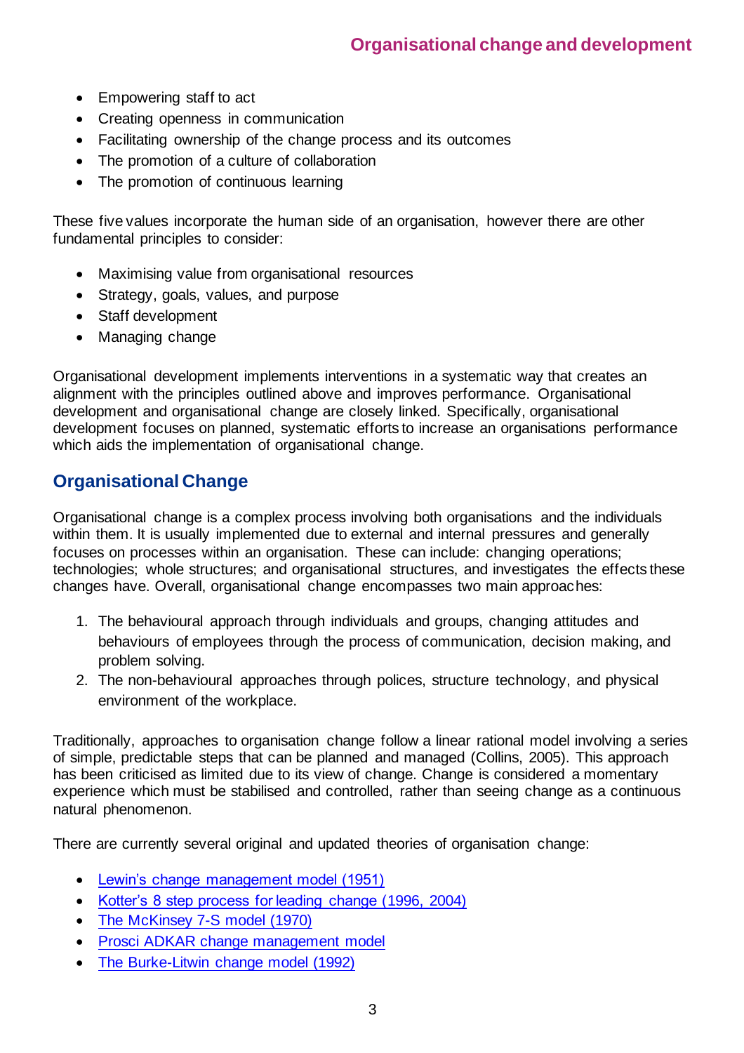- Empowering staff to act
- Creating openness in communication
- Facilitating ownership of the change process and its outcomes
- The promotion of a culture of collaboration
- The promotion of continuous learning

These five values incorporate the human side of an organisation, however there are other fundamental principles to consider:

- Maximising value from organisational resources
- Strategy, goals, values, and purpose
- Staff development
- Managing change

Organisational development implements interventions in a systematic way that creates an alignment with the principles outlined above and improves performance. Organisational development and organisational change are closely linked. Specifically, organisational development focuses on planned, systematic efforts to increase an organisations performance which aids the implementation of organisational change.

## Organisational Change

Organisational change is a complex process involving both organisations and the individuals within them. It is usually implemented due to external and internal pressures and generally focuses on processes within an organisation. These can include: changing operations; technologies; whole structures; and organisational structures, and investigates the effects these changes have. Overall, organisational change encompasses two main approaches:

1. The behavioural approach through individuals and groups, changing attitudes and behaviours of employees through the process of communication, decision making, and problem solving.
2. The non-behavioural approaches through polices, structure technology, and physical environment of the workplace.

Traditionally, approaches to organisation change follow a linear rational model involving a series of simple, predictable steps that can be planned and managed (Collins, 2005). This approach has been criticised as limited due to its view of change. Change is considered a momentary experience which must be stabilised and controlled, rather than seeing change as a continuous natural phenomenon.

There are currently several original and updated theories of organisation change:

- Lewin's change management model (1951)
- Kotter's 8 step process for leading change (1996, 2004)
- The McKinsey 7-S model (1970)
- Prosci ADKAR change management model
- The Burke-Litwin change model (1992)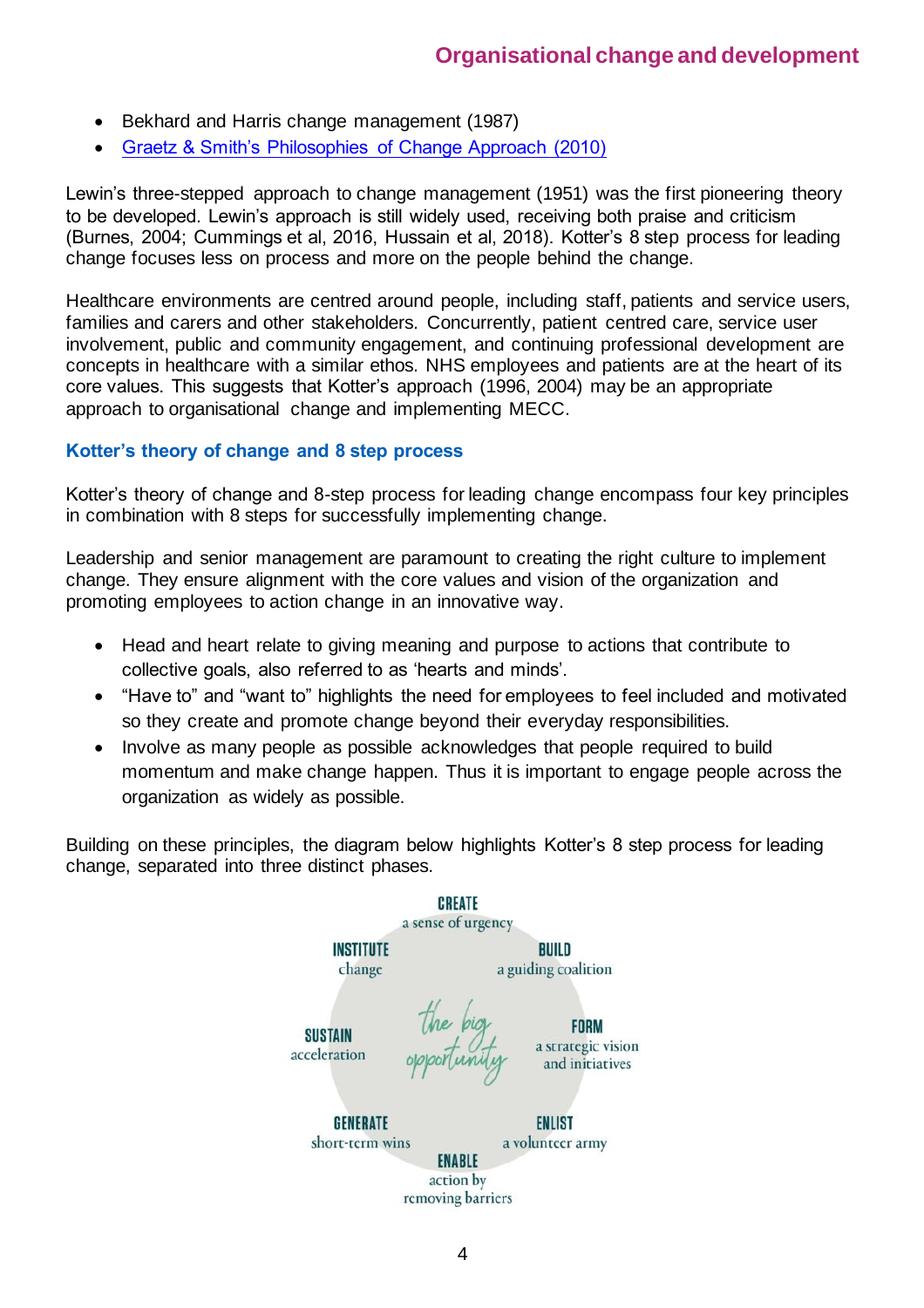- Bekhard and Harris change management (1987)
- [Graetz & Smith's Philosophies of Change Approach (2010)]

Lewin's three-stepped approach to change management (1951) was the first pioneering theory to be developed. Lewin's approach is still widely used, receiving both praise and criticism (Burnes, 2004; Cummings et al, 2016, Hussain et al, 2018). Kotter's 8 step process for leading change focuses less on process and more on the people behind the change.

Healthcare environments are centred around people, including staff, patients and service users, families and carers and other stakeholders. Concurrently, patient centred care, service user involvement, public and community engagement, and continuing professional development are concepts in healthcare with a similar ethos. NHS employees and patients are at the heart of its core values. This suggests that Kotter's approach (1996, 2004) may be an appropriate approach to organisational change and implementing MECC.

### Kotter's theory of change and 8 step process

Kotter's theory of change and 8-step process for leading change encompass four key principles in combination with 8 steps for successfully implementing change.

Leadership and senior management are paramount to creating the right culture to implement change. They ensure alignment with the core values and vision of the organization and promoting employees to action change in an innovative way.

- Head and heart relate to giving meaning and purpose to actions that contribute to collective goals, also referred to as 'hearts and minds'.
- "Have to" and "want to" highlights the need for employees to feel included and motivated so they create and promote change beyond their everyday responsibilities.
- Involve as many people as possible acknowledges that people required to build momentum and make change happen. Thus it is important to engage people across the organization as widely as possible.

Building on these principles, the diagram below highlights Kotter's 8 step process for leading change, separated into three distinct phases.

the big opportunity

- **CREATE** a sense of urgency
- **BUILD** a guiding coalition
- **FORM** a strategic vision and initiatives
- **ENLIST** a volunteer army
- **ENABLE** action by removing barriers
- **GENERATE** short-term wins
- **SUSTAIN** acceleration
- **INSTITUTE** change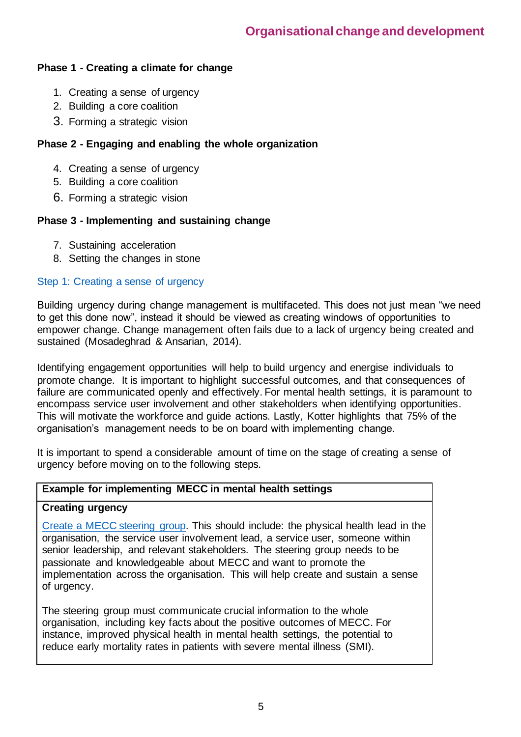**Phase 1 - Creating a climate for change**

1. Creating a sense of urgency
2. Building a core coalition
3. Forming a strategic vision

**Phase 2 - Engaging and enabling the whole organization**

4. Creating a sense of urgency
5. Building a core coalition
6. Forming a strategic vision

**Phase 3 - Implementing and sustaining change**

7. Sustaining acceleration
8. Setting the changes in stone

### Step 1: Creating a sense of urgency

Building urgency during change management is multifaceted. This does not just mean "we need to get this done now", instead it should be viewed as creating windows of opportunities to empower change. Change management often fails due to a lack of urgency being created and sustained (Mosadeghrad & Ansarian, 2014).

Identifying engagement opportunities will help to build urgency and energise individuals to promote change. It is important to highlight successful outcomes, and that consequences of failure are communicated openly and effectively. For mental health settings, it is paramount to encompass service user involvement and other stakeholders when identifying opportunities. This will motivate the workforce and guide actions. Lastly, Kotter highlights that 75% of the organisation's management needs to be on board with implementing change.

It is important to spend a considerable amount of time on the stage of creating a sense of urgency before moving on to the following steps.

| **Example for implementing MECC in mental health settings** |
| --- |
| **Creating urgency**<br><br>Create a MECC steering group. This should include: the physical health lead in the organisation, the service user involvement lead, a service user, someone within senior leadership, and relevant stakeholders. The steering group needs to be passionate and knowledgeable about MECC and want to promote the implementation across the organisation. This will help create and sustain a sense of urgency.<br><br>The steering group must communicate crucial information to the whole organisation, including key facts about the positive outcomes of MECC. For instance, improved physical health in mental health settings, the potential to reduce early mortality rates in patients with severe mental illness (SMI). |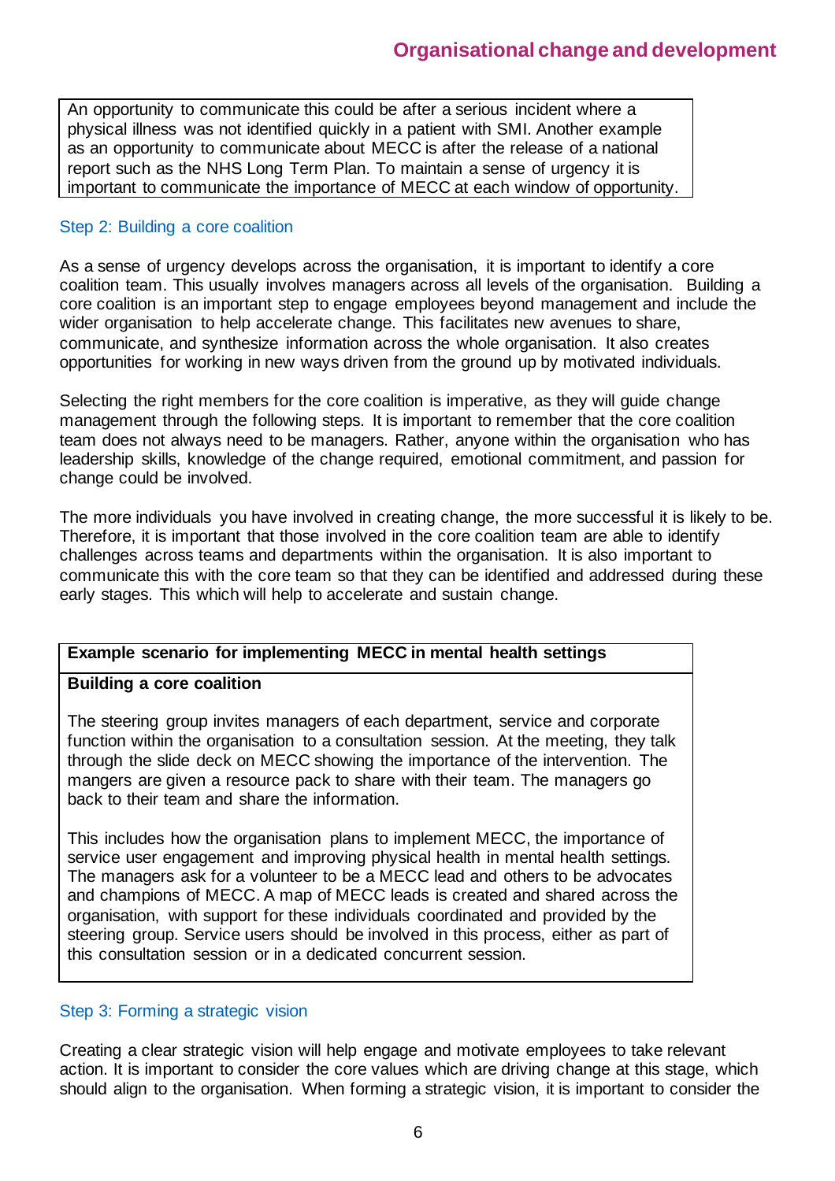An opportunity to communicate this could be after a serious incident where a physical illness was not identified quickly in a patient with SMI. Another example as an opportunity to communicate about MECC is after the release of a national report such as the NHS Long Term Plan. To maintain a sense of urgency it is important to communicate the importance of MECC at each window of opportunity.

### Step 2: Building a core coalition

As a sense of urgency develops across the organisation, it is important to identify a core coalition team. This usually involves managers across all levels of the organisation. Building a core coalition is an important step to engage employees beyond management and include the wider organisation to help accelerate change. This facilitates new avenues to share, communicate, and synthesize information across the whole organisation. It also creates opportunities for working in new ways driven from the ground up by motivated individuals.

Selecting the right members for the core coalition is imperative, as they will guide change management through the following steps. It is important to remember that the core coalition team does not always need to be managers. Rather, anyone within the organisation who has leadership skills, knowledge of the change required, emotional commitment, and passion for change could be involved.

The more individuals you have involved in creating change, the more successful it is likely to be. Therefore, it is important that those involved in the core coalition team are able to identify challenges across teams and departments within the organisation. It is also important to communicate this with the core team so that they can be identified and addressed during these early stages. This which will help to accelerate and sustain change.

**Example scenario for implementing MECC in mental health settings**

**Building a core coalition**

The steering group invites managers of each department, service and corporate function within the organisation to a consultation session. At the meeting, they talk through the slide deck on MECC showing the importance of the intervention. The mangers are given a resource pack to share with their team. The managers go back to their team and share the information.

This includes how the organisation plans to implement MECC, the importance of service user engagement and improving physical health in mental health settings. The managers ask for a volunteer to be a MECC lead and others to be advocates and champions of MECC. A map of MECC leads is created and shared across the organisation, with support for these individuals coordinated and provided by the steering group. Service users should be involved in this process, either as part of this consultation session or in a dedicated concurrent session.

### Step 3: Forming a strategic vision

Creating a clear strategic vision will help engage and motivate employees to take relevant action. It is important to consider the core values which are driving change at this stage, which should align to the organisation. When forming a strategic vision, it is important to consider the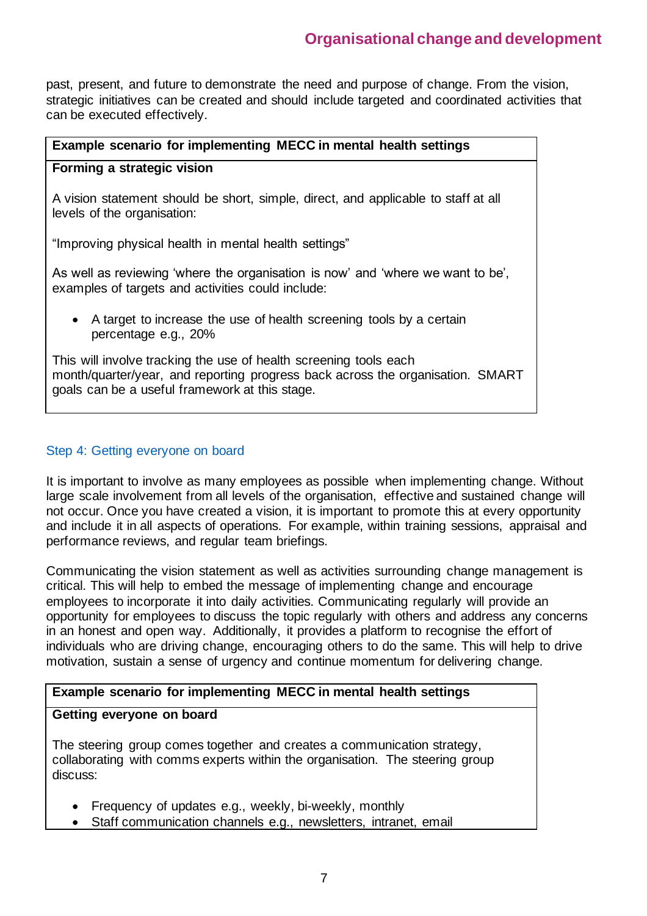past, present, and future to demonstrate the need and purpose of change. From the vision, strategic initiatives can be created and should include targeted and coordinated activities that can be executed effectively.

| Example scenario for implementing MECC in mental health settings |
|---|
| **Forming a strategic vision**<br><br>A vision statement should be short, simple, direct, and applicable to staff at all levels of the organisation:<br><br>"Improving physical health in mental health settings"<br><br>As well as reviewing 'where the organisation is now' and 'where we want to be', examples of targets and activities could include:<br><br>• A target to increase the use of health screening tools by a certain percentage e.g., 20%<br><br>This will involve tracking the use of health screening tools each month/quarter/year, and reporting progress back across the organisation. SMART goals can be a useful framework at this stage. |

### Step 4: Getting everyone on board

It is important to involve as many employees as possible when implementing change. Without large scale involvement from all levels of the organisation, effective and sustained change will not occur. Once you have created a vision, it is important to promote this at every opportunity and include it in all aspects of operations. For example, within training sessions, appraisal and performance reviews, and regular team briefings.

Communicating the vision statement as well as activities surrounding change management is critical. This will help to embed the message of implementing change and encourage employees to incorporate it into daily activities. Communicating regularly will provide an opportunity for employees to discuss the topic regularly with others and address any concerns in an honest and open way. Additionally, it provides a platform to recognise the effort of individuals who are driving change, encouraging others to do the same. This will help to drive motivation, sustain a sense of urgency and continue momentum for delivering change.

| Example scenario for implementing MECC in mental health settings |
|---|
| **Getting everyone on board**<br><br>The steering group comes together and creates a communication strategy, collaborating with comms experts within the organisation. The steering group discuss:<br><br>• Frequency of updates e.g., weekly, bi-weekly, monthly<br>• Staff communication channels e.g., newsletters, intranet, email |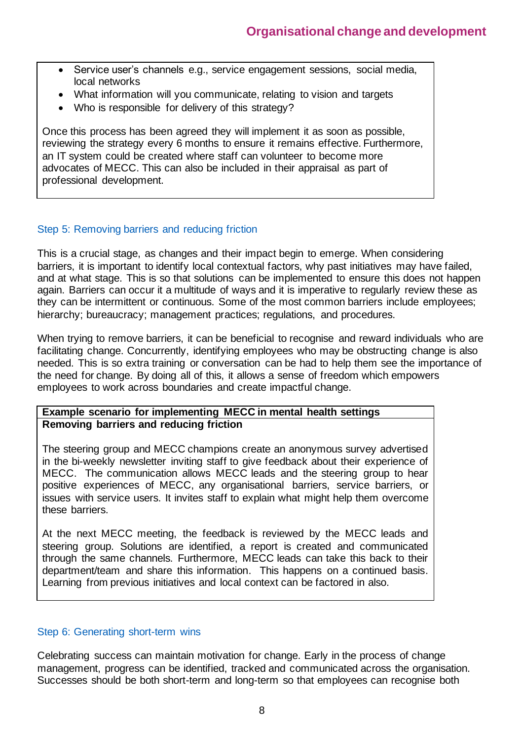- Service user's channels e.g., service engagement sessions, social media, local networks
- What information will you communicate, relating to vision and targets
- Who is responsible for delivery of this strategy?

Once this process has been agreed they will implement it as soon as possible, reviewing the strategy every 6 months to ensure it remains effective. Furthermore, an IT system could be created where staff can volunteer to become more advocates of MECC. This can also be included in their appraisal as part of professional development.

### Step 5: Removing barriers and reducing friction

This is a crucial stage, as changes and their impact begin to emerge. When considering barriers, it is important to identify local contextual factors, why past initiatives may have failed, and at what stage. This is so that solutions can be implemented to ensure this does not happen again. Barriers can occur it a multitude of ways and it is imperative to regularly review these as they can be intermittent or continuous. Some of the most common barriers include employees; hierarchy; bureaucracy; management practices; regulations, and procedures.

When trying to remove barriers, it can be beneficial to recognise and reward individuals who are facilitating change. Concurrently, identifying employees who may be obstructing change is also needed. This is so extra training or conversation can be had to help them see the importance of the need for change. By doing all of this, it allows a sense of freedom which empowers employees to work across boundaries and create impactful change.

**Example scenario for implementing MECC in mental health settings**

**Removing barriers and reducing friction**

The steering group and MECC champions create an anonymous survey advertised in the bi-weekly newsletter inviting staff to give feedback about their experience of MECC. The communication allows MECC leads and the steering group to hear positive experiences of MECC, any organisational barriers, service barriers, or issues with service users. It invites staff to explain what might help them overcome these barriers.

At the next MECC meeting, the feedback is reviewed by the MECC leads and steering group. Solutions are identified, a report is created and communicated through the same channels. Furthermore, MECC leads can take this back to their department/team and share this information. This happens on a continued basis. Learning from previous initiatives and local context can be factored in also.

### Step 6: Generating short-term wins

Celebrating success can maintain motivation for change. Early in the process of change management, progress can be identified, tracked and communicated across the organisation. Successes should be both short-term and long-term so that employees can recognise both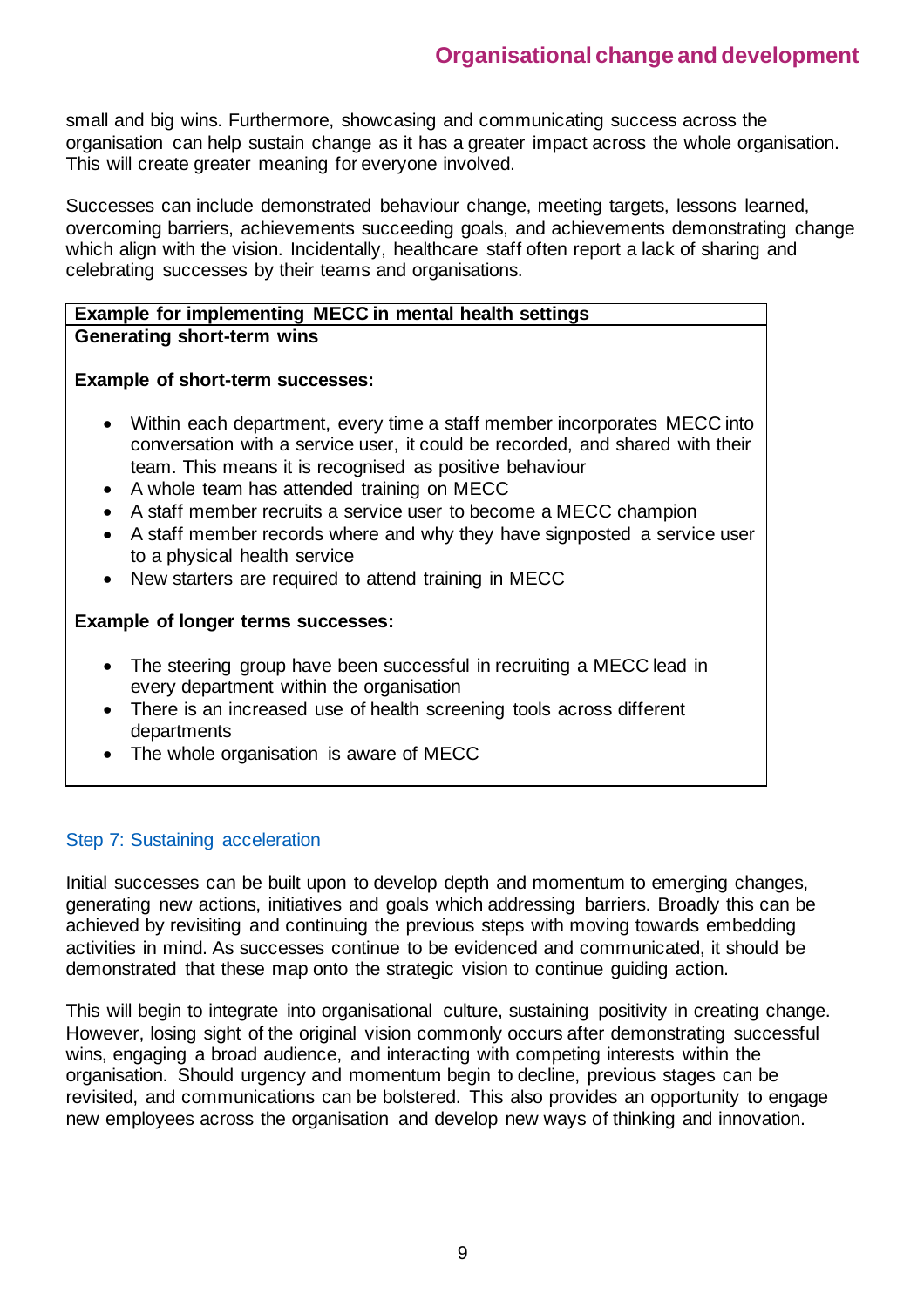small and big wins. Furthermore, showcasing and communicating success across the organisation can help sustain change as it has a greater impact across the whole organisation. This will create greater meaning for everyone involved.

Successes can include demonstrated behaviour change, meeting targets, lessons learned, overcoming barriers, achievements succeeding goals, and achievements demonstrating change which align with the vision. Incidentally, healthcare staff often report a lack of sharing and celebrating successes by their teams and organisations.

**Example for implementing MECC in mental health settings**

**Generating short-term wins**

**Example of short-term successes:**

- Within each department, every time a staff member incorporates MECC into conversation with a service user, it could be recorded, and shared with their team. This means it is recognised as positive behaviour
- A whole team has attended training on MECC
- A staff member recruits a service user to become a MECC champion
- A staff member records where and why they have signposted a service user to a physical health service
- New starters are required to attend training in MECC

**Example of longer terms successes:**

- The steering group have been successful in recruiting a MECC lead in every department within the organisation
- There is an increased use of health screening tools across different departments
- The whole organisation is aware of MECC

### Step 7: Sustaining acceleration

Initial successes can be built upon to develop depth and momentum to emerging changes, generating new actions, initiatives and goals which addressing barriers. Broadly this can be achieved by revisiting and continuing the previous steps with moving towards embedding activities in mind. As successes continue to be evidenced and communicated, it should be demonstrated that these map onto the strategic vision to continue guiding action.

This will begin to integrate into organisational culture, sustaining positivity in creating change. However, losing sight of the original vision commonly occurs after demonstrating successful wins, engaging a broad audience, and interacting with competing interests within the organisation. Should urgency and momentum begin to decline, previous stages can be revisited, and communications can be bolstered. This also provides an opportunity to engage new employees across the organisation and develop new ways of thinking and innovation.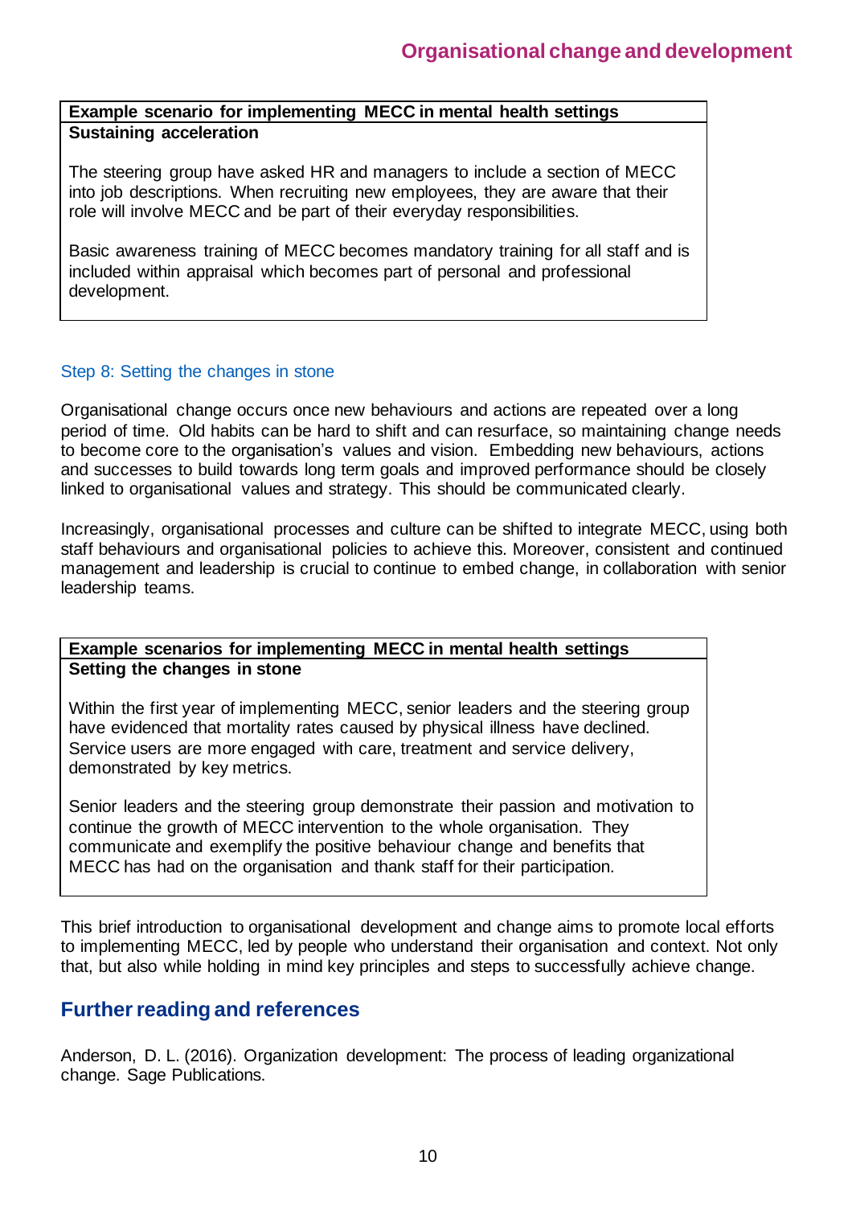| **Example scenario for implementing MECC in mental health settings** |
| --- |
| **Sustaining acceleration**<br><br>The steering group have asked HR and managers to include a section of MECC into job descriptions. When recruiting new employees, they are aware that their role will involve MECC and be part of their everyday responsibilities.<br><br>Basic awareness training of MECC becomes mandatory training for all staff and is included within appraisal which becomes part of personal and professional development. |

### Step 8: Setting the changes in stone

Organisational change occurs once new behaviours and actions are repeated over a long period of time. Old habits can be hard to shift and can resurface, so maintaining change needs to become core to the organisation's values and vision. Embedding new behaviours, actions and successes to build towards long term goals and improved performance should be closely linked to organisational values and strategy. This should be communicated clearly.

Increasingly, organisational processes and culture can be shifted to integrate MECC, using both staff behaviours and organisational policies to achieve this. Moreover, consistent and continued management and leadership is crucial to continue to embed change, in collaboration with senior leadership teams.

| **Example scenarios for implementing MECC in mental health settings** |
| --- |
| **Setting the changes in stone**<br><br>Within the first year of implementing MECC, senior leaders and the steering group have evidenced that mortality rates caused by physical illness have declined. Service users are more engaged with care, treatment and service delivery, demonstrated by key metrics.<br><br>Senior leaders and the steering group demonstrate their passion and motivation to continue the growth of MECC intervention to the whole organisation. They communicate and exemplify the positive behaviour change and benefits that MECC has had on the organisation and thank staff for their participation. |

This brief introduction to organisational development and change aims to promote local efforts to implementing MECC, led by people who understand their organisation and context. Not only that, but also while holding in mind key principles and steps to successfully achieve change.

## Further reading and references

Anderson, D. L. (2016). Organization development: The process of leading organizational change. Sage Publications.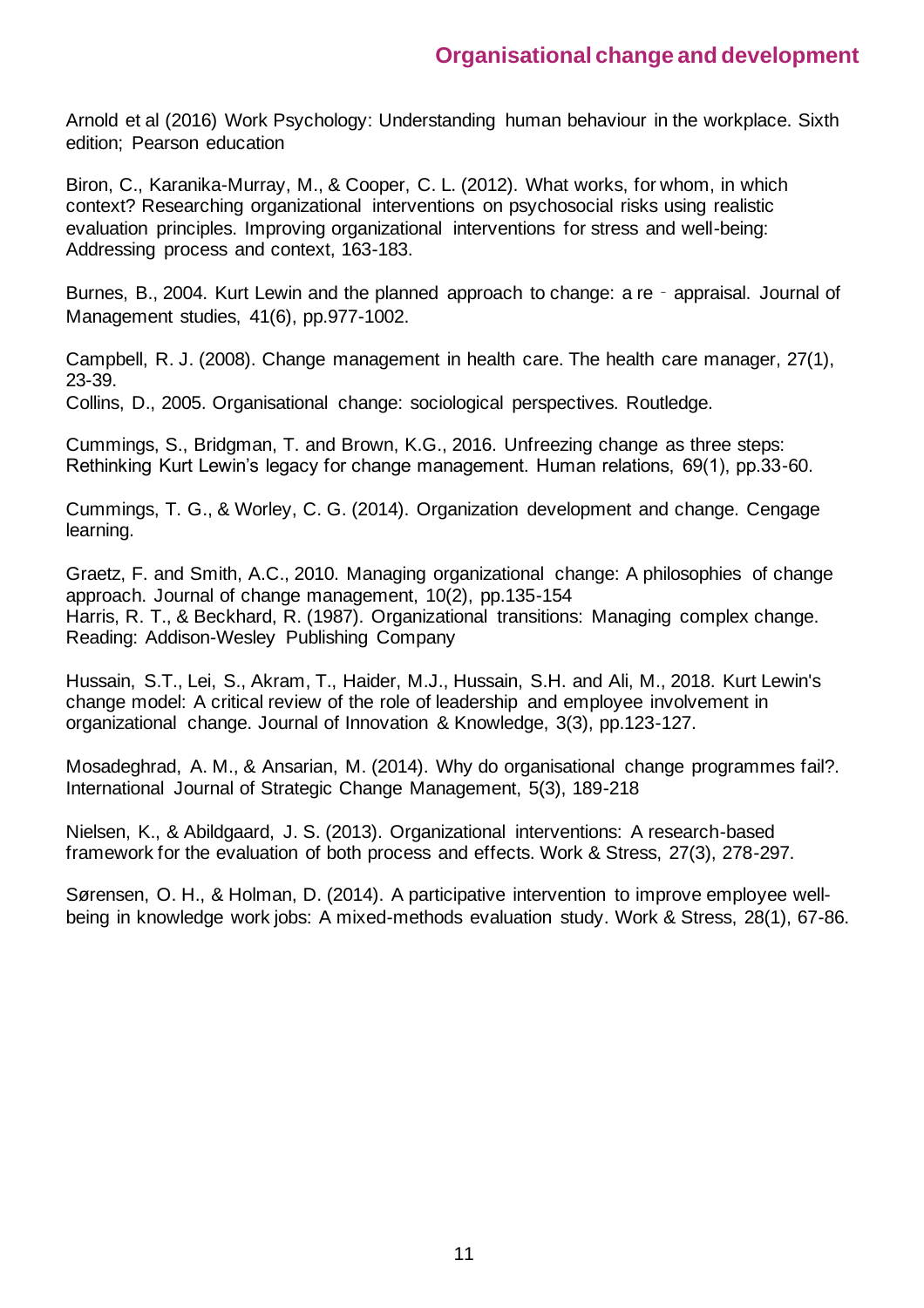Arnold et al (2016) Work Psychology: Understanding human behaviour in the workplace. Sixth edition; Pearson education

Biron, C., Karanika-Murray, M., & Cooper, C. L. (2012). What works, for whom, in which context? Researching organizational interventions on psychosocial risks using realistic evaluation principles. Improving organizational interventions for stress and well-being: Addressing process and context, 163-183.

Burnes, B., 2004. Kurt Lewin and the planned approach to change: a re - appraisal. Journal of Management studies, 41(6), pp.977-1002.

Campbell, R. J. (2008). Change management in health care. The health care manager, 27(1), 23-39.

Collins, D., 2005. Organisational change: sociological perspectives. Routledge.

Cummings, S., Bridgman, T. and Brown, K.G., 2016. Unfreezing change as three steps: Rethinking Kurt Lewin's legacy for change management. Human relations, 69(1), pp.33-60.

Cummings, T. G., & Worley, C. G. (2014). Organization development and change. Cengage learning.

Graetz, F. and Smith, A.C., 2010. Managing organizational change: A philosophies of change approach. Journal of change management, 10(2), pp.135-154

Harris, R. T., & Beckhard, R. (1987). Organizational transitions: Managing complex change. Reading: Addison-Wesley Publishing Company

Hussain, S.T., Lei, S., Akram, T., Haider, M.J., Hussain, S.H. and Ali, M., 2018. Kurt Lewin's change model: A critical review of the role of leadership and employee involvement in organizational change. Journal of Innovation & Knowledge, 3(3), pp.123-127.

Mosadeghrad, A. M., & Ansarian, M. (2014). Why do organisational change programmes fail?. International Journal of Strategic Change Management, 5(3), 189-218

Nielsen, K., & Abildgaard, J. S. (2013). Organizational interventions: A research-based framework for the evaluation of both process and effects. Work & Stress, 27(3), 278-297.

Sørensen, O. H., & Holman, D. (2014). A participative intervention to improve employee well-being in knowledge work jobs: A mixed-methods evaluation study. Work & Stress, 28(1), 67-86.